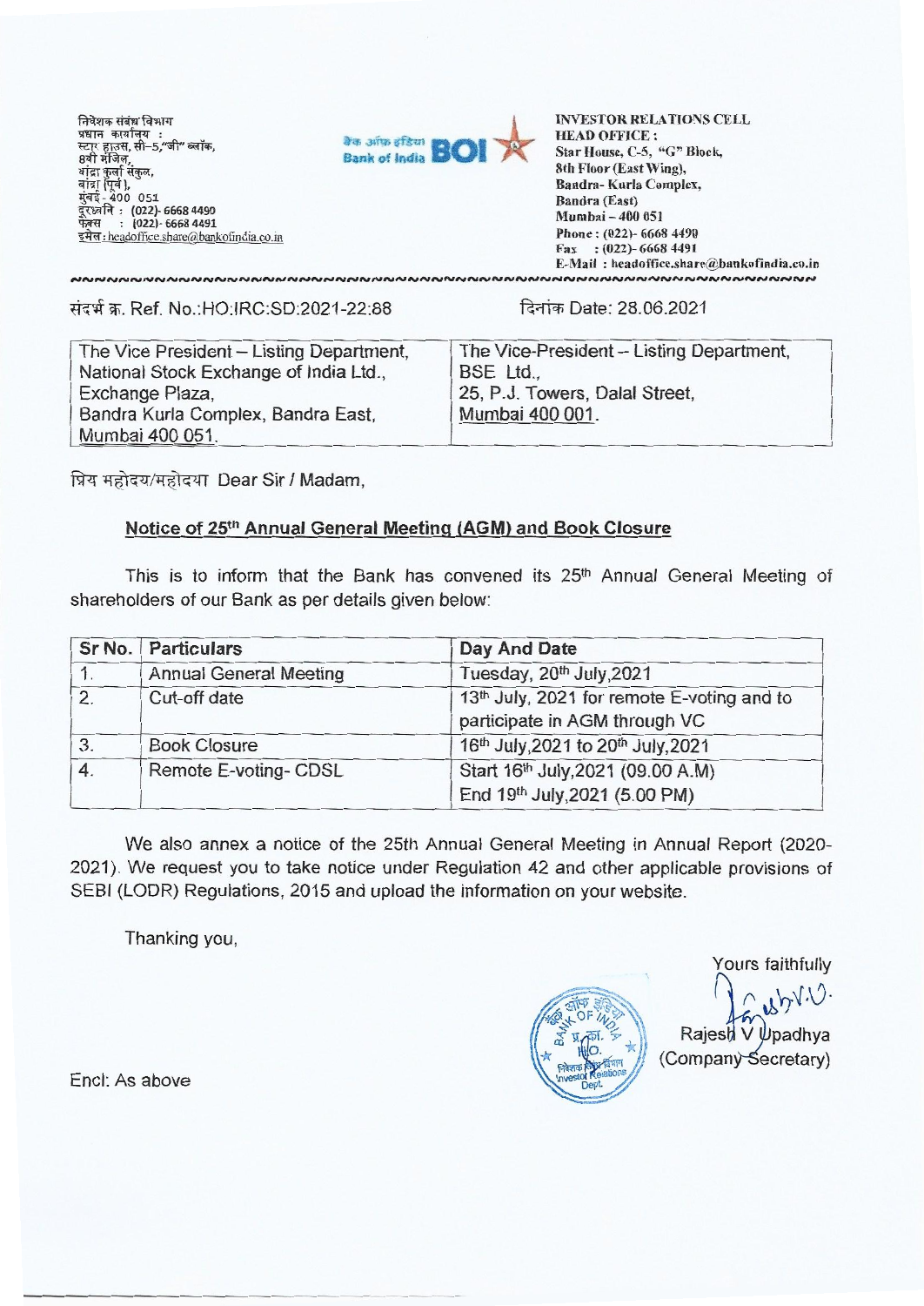निवेशक संबंध विभाग
प्रधान कार्यालय :
स्टार हाउस, सी–5,"जी" ब्लॉक,
8वी मंजिल,
बांद्रा कुर्ला संकुल,
बांद्रा (पूर्व),
मुंबई - 400 051
दूरध्वनि : (022)- 6668 4490
फैक्स : (022)- 6668 4491
इमेल : headoffice.share@bankofindia.co.in

बैंक ऑफ इंडिया Bank of India BOI

**INVESTOR RELATIONS CELL**
**HEAD OFFICE :**
Star House, C-5, "G" Block,
8th Floor (East Wing),
Bandra- Kurla Complex,
Bandra (East)
Mumbai – 400 051
Phone : (022)- 6668 4490
Fax : (022)- 6668 4491
E-Mail : headoffice.share@bankofindia.co.in

संदर्भ क्र. Ref. No.:HO:IRC:SD:2021-22:88

दिनांक Date: 28.06.2021

| The Vice President – Listing Department, National Stock Exchange of India Ltd., Exchange Plaza, Bandra Kurla Complex, Bandra East, Mumbai 400 051. | The Vice-President – Listing Department, BSE Ltd., 25, P.J. Towers, Dalal Street, Mumbai 400 001. |
|---|---|

प्रिय महोदय/महोदया Dear Sir / Madam,

**Notice of 25th Annual General Meeting (AGM) and Book Closure**

This is to inform that the Bank has convened its 25th Annual General Meeting of shareholders of our Bank as per details given below:

| Sr No. | Particulars | Day And Date |
|---|---|---|
| 1. | Annual General Meeting | Tuesday, 20th July,2021 |
| 2. | Cut-off date | 13th July, 2021 for remote E-voting and to participate in AGM through VC |
| 3. | Book Closure | 16th July,2021 to 20th July,2021 |
| 4. | Remote E-voting- CDSL | Start 16th July,2021 (09.00 A.M) End 19th July,2021 (5.00 PM) |

We also annex a notice of the 25th Annual General Meeting in Annual Report (2020-2021). We request you to take notice under Regulation 42 and other applicable provisions of SEBI (LODR) Regulations, 2015 and upload the information on your website.

Thanking you,

Yours faithfully

Rajesh V Upadhya
(Company Secretary)

Encl: As above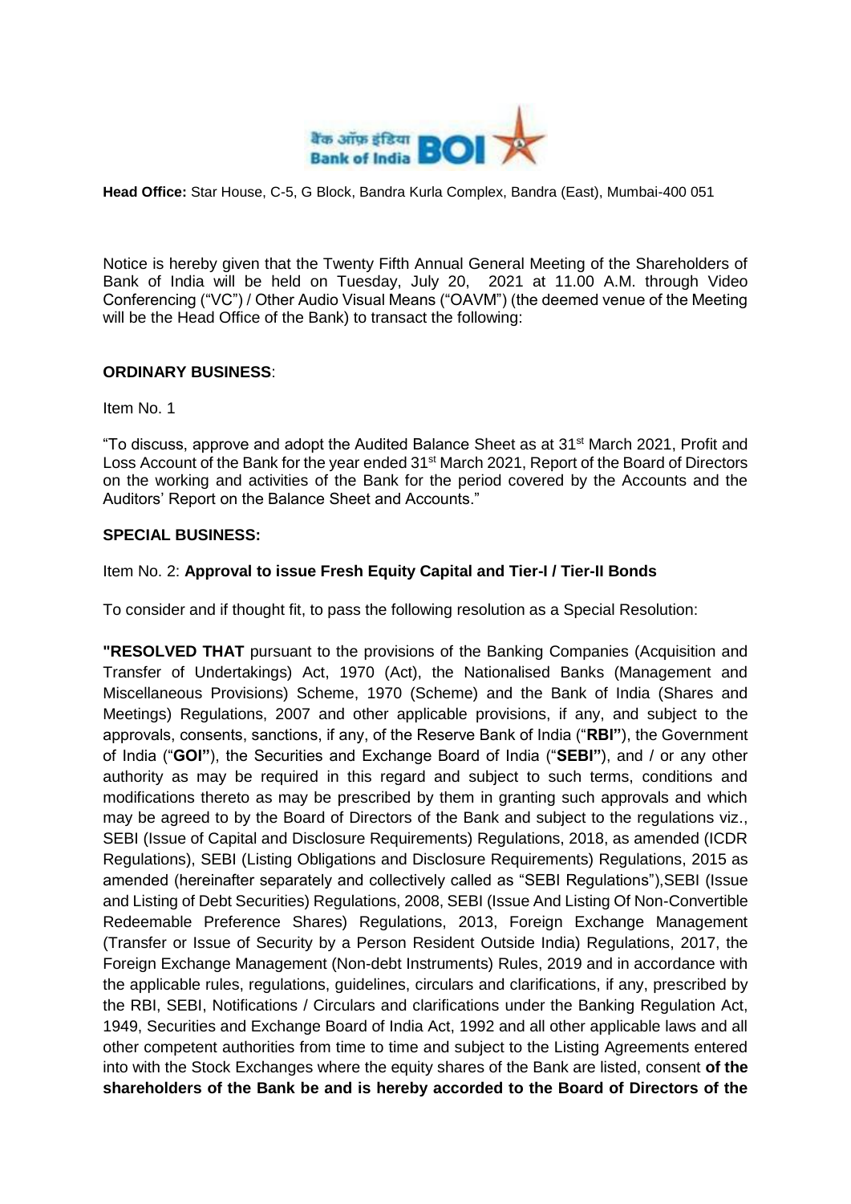**Head Office:** Star House, C-5, G Block, Bandra Kurla Complex, Bandra (East), Mumbai-400 051

Notice is hereby given that the Twenty Fifth Annual General Meeting of the Shareholders of Bank of India will be held on Tuesday, July 20, 2021 at 11.00 A.M. through Video Conferencing ("VC") / Other Audio Visual Means ("OAVM") (the deemed venue of the Meeting will be the Head Office of the Bank) to transact the following:

**ORDINARY BUSINESS**:

Item No. 1

"To discuss, approve and adopt the Audited Balance Sheet as at 31st March 2021, Profit and Loss Account of the Bank for the year ended 31st March 2021, Report of the Board of Directors on the working and activities of the Bank for the period covered by the Accounts and the Auditors' Report on the Balance Sheet and Accounts."

**SPECIAL BUSINESS:**

Item No. 2: **Approval to issue Fresh Equity Capital and Tier-I / Tier-II Bonds**

To consider and if thought fit, to pass the following resolution as a Special Resolution:

**"RESOLVED THAT** pursuant to the provisions of the Banking Companies (Acquisition and Transfer of Undertakings) Act, 1970 (Act), the Nationalised Banks (Management and Miscellaneous Provisions) Scheme, 1970 (Scheme) and the Bank of India (Shares and Meetings) Regulations, 2007 and other applicable provisions, if any, and subject to the approvals, consents, sanctions, if any, of the Reserve Bank of India ("**RBI"**), the Government of India ("**GOI"**), the Securities and Exchange Board of India ("**SEBI"**), and / or any other authority as may be required in this regard and subject to such terms, conditions and modifications thereto as may be prescribed by them in granting such approvals and which may be agreed to by the Board of Directors of the Bank and subject to the regulations viz., SEBI (Issue of Capital and Disclosure Requirements) Regulations, 2018, as amended (ICDR Regulations), SEBI (Listing Obligations and Disclosure Requirements) Regulations, 2015 as amended (hereinafter separately and collectively called as "SEBI Regulations"),SEBI (Issue and Listing of Debt Securities) Regulations, 2008, SEBI (Issue And Listing Of Non-Convertible Redeemable Preference Shares) Regulations, 2013, Foreign Exchange Management (Transfer or Issue of Security by a Person Resident Outside India) Regulations, 2017, the Foreign Exchange Management (Non-debt Instruments) Rules, 2019 and in accordance with the applicable rules, regulations, guidelines, circulars and clarifications, if any, prescribed by the RBI, SEBI, Notifications / Circulars and clarifications under the Banking Regulation Act, 1949, Securities and Exchange Board of India Act, 1992 and all other applicable laws and all other competent authorities from time to time and subject to the Listing Agreements entered into with the Stock Exchanges where the equity shares of the Bank are listed, consent **of the shareholders of the Bank be and is hereby accorded to the Board of Directors of the**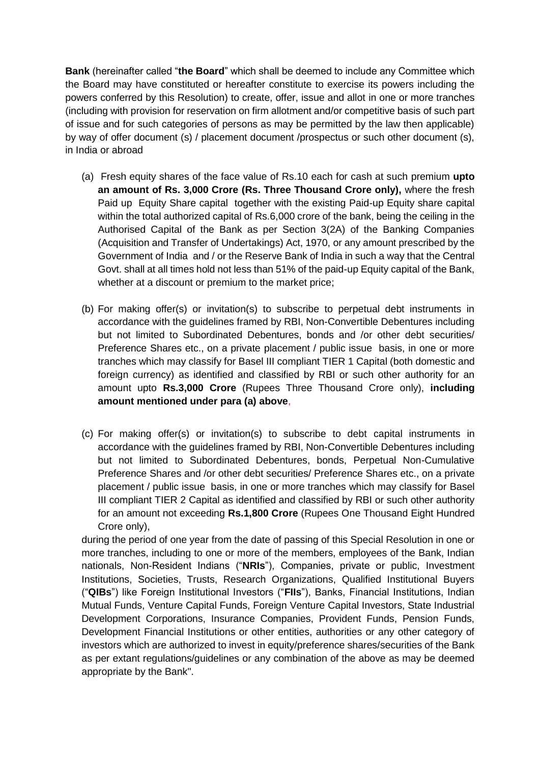**Bank** (hereinafter called "**the Board**" which shall be deemed to include any Committee which the Board may have constituted or hereafter constitute to exercise its powers including the powers conferred by this Resolution) to create, offer, issue and allot in one or more tranches (including with provision for reservation on firm allotment and/or competitive basis of such part of issue and for such categories of persons as may be permitted by the law then applicable) by way of offer document (s) / placement document /prospectus or such other document (s), in India or abroad

(a) Fresh equity shares of the face value of Rs.10 each for cash at such premium **upto an amount of Rs. 3,000 Crore (Rs. Three Thousand Crore only),** where the fresh Paid up Equity Share capital together with the existing Paid-up Equity share capital within the total authorized capital of Rs.6,000 crore of the bank, being the ceiling in the Authorised Capital of the Bank as per Section 3(2A) of the Banking Companies (Acquisition and Transfer of Undertakings) Act, 1970, or any amount prescribed by the Government of India and / or the Reserve Bank of India in such a way that the Central Govt. shall at all times hold not less than 51% of the paid-up Equity capital of the Bank, whether at a discount or premium to the market price;

(b) For making offer(s) or invitation(s) to subscribe to perpetual debt instruments in accordance with the guidelines framed by RBI, Non-Convertible Debentures including but not limited to Subordinated Debentures, bonds and /or other debt securities/ Preference Shares etc., on a private placement / public issue basis, in one or more tranches which may classify for Basel III compliant TIER 1 Capital (both domestic and foreign currency) as identified and classified by RBI or such other authority for an amount upto **Rs.3,000 Crore** (Rupees Three Thousand Crore only), **including amount mentioned under para (a) above**,

(c) For making offer(s) or invitation(s) to subscribe to debt capital instruments in accordance with the guidelines framed by RBI, Non-Convertible Debentures including but not limited to Subordinated Debentures, bonds, Perpetual Non-Cumulative Preference Shares and /or other debt securities/ Preference Shares etc., on a private placement / public issue basis, in one or more tranches which may classify for Basel III compliant TIER 2 Capital as identified and classified by RBI or such other authority for an amount not exceeding **Rs.1,800 Crore** (Rupees One Thousand Eight Hundred Crore only),

during the period of one year from the date of passing of this Special Resolution in one or more tranches, including to one or more of the members, employees of the Bank, Indian nationals, Non-Resident Indians ("**NRIs**"), Companies, private or public, Investment Institutions, Societies, Trusts, Research Organizations, Qualified Institutional Buyers ("**QIBs**") like Foreign Institutional Investors ("**FIIs**"), Banks, Financial Institutions, Indian Mutual Funds, Venture Capital Funds, Foreign Venture Capital Investors, State Industrial Development Corporations, Insurance Companies, Provident Funds, Pension Funds, Development Financial Institutions or other entities, authorities or any other category of investors which are authorized to invest in equity/preference shares/securities of the Bank as per extant regulations/guidelines or any combination of the above as may be deemed appropriate by the Bank".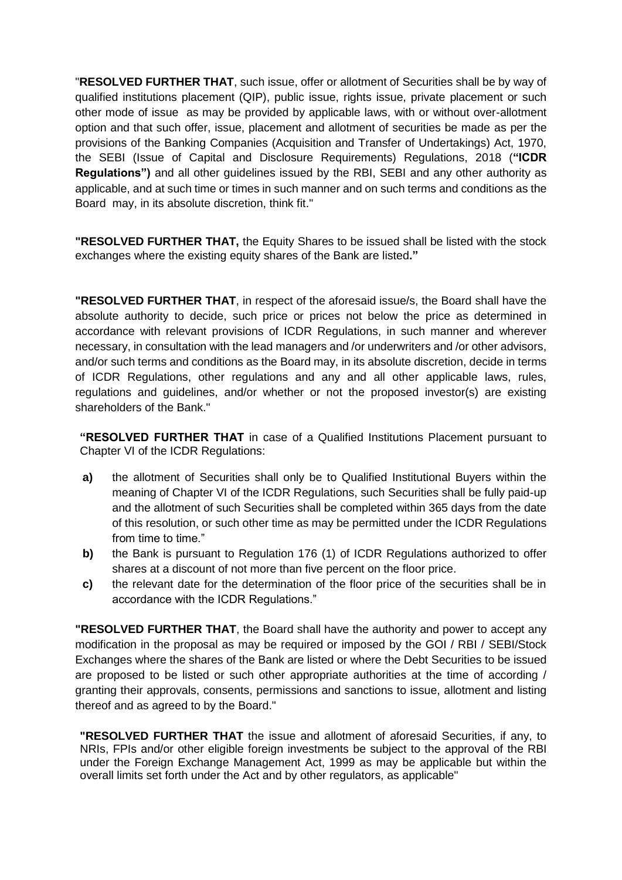"**RESOLVED FURTHER THAT**, such issue, offer or allotment of Securities shall be by way of qualified institutions placement (QIP), public issue, rights issue, private placement or such other mode of issue as may be provided by applicable laws, with or without over-allotment option and that such offer, issue, placement and allotment of securities be made as per the provisions of the Banking Companies (Acquisition and Transfer of Undertakings) Act, 1970, the SEBI (Issue of Capital and Disclosure Requirements) Regulations, 2018 (**"ICDR Regulations")** and all other guidelines issued by the RBI, SEBI and any other authority as applicable, and at such time or times in such manner and on such terms and conditions as the Board may, in its absolute discretion, think fit."

**"RESOLVED FURTHER THAT,** the Equity Shares to be issued shall be listed with the stock exchanges where the existing equity shares of the Bank are listed**."**

**"RESOLVED FURTHER THAT**, in respect of the aforesaid issue/s, the Board shall have the absolute authority to decide, such price or prices not below the price as determined in accordance with relevant provisions of ICDR Regulations, in such manner and wherever necessary, in consultation with the lead managers and /or underwriters and /or other advisors, and/or such terms and conditions as the Board may, in its absolute discretion, decide in terms of ICDR Regulations, other regulations and any and all other applicable laws, rules, regulations and guidelines, and/or whether or not the proposed investor(s) are existing shareholders of the Bank."

**"RESOLVED FURTHER THAT** in case of a Qualified Institutions Placement pursuant to Chapter VI of the ICDR Regulations:

- **a)** the allotment of Securities shall only be to Qualified Institutional Buyers within the meaning of Chapter VI of the ICDR Regulations, such Securities shall be fully paid-up and the allotment of such Securities shall be completed within 365 days from the date of this resolution, or such other time as may be permitted under the ICDR Regulations from time to time."
- **b)** the Bank is pursuant to Regulation 176 (1) of ICDR Regulations authorized to offer shares at a discount of not more than five percent on the floor price.
- **c)** the relevant date for the determination of the floor price of the securities shall be in accordance with the ICDR Regulations."

**"RESOLVED FURTHER THAT**, the Board shall have the authority and power to accept any modification in the proposal as may be required or imposed by the GOI / RBI / SEBI/Stock Exchanges where the shares of the Bank are listed or where the Debt Securities to be issued are proposed to be listed or such other appropriate authorities at the time of according / granting their approvals, consents, permissions and sanctions to issue, allotment and listing thereof and as agreed to by the Board."

**"RESOLVED FURTHER THAT** the issue and allotment of aforesaid Securities, if any, to NRIs, FPIs and/or other eligible foreign investments be subject to the approval of the RBI under the Foreign Exchange Management Act, 1999 as may be applicable but within the overall limits set forth under the Act and by other regulators, as applicable"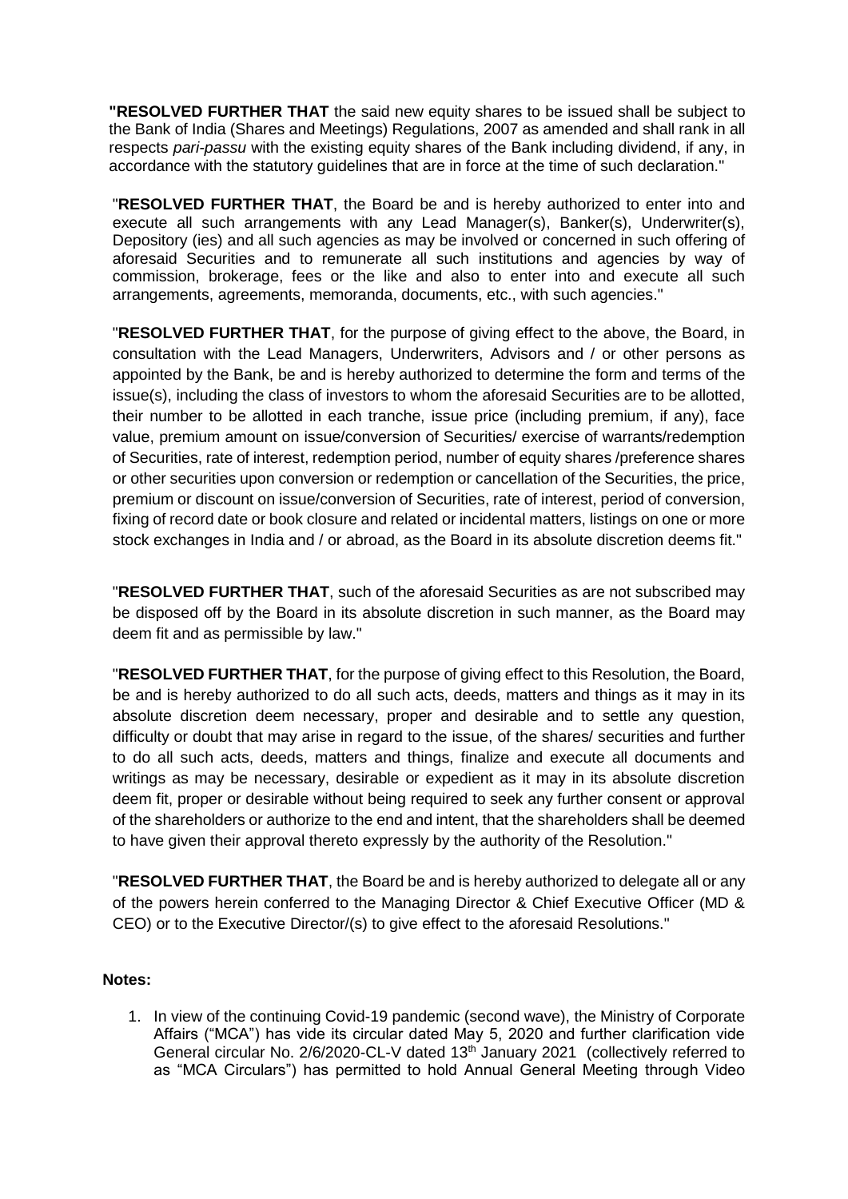**"RESOLVED FURTHER THAT** the said new equity shares to be issued shall be subject to the Bank of India (Shares and Meetings) Regulations, 2007 as amended and shall rank in all respects *pari-passu* with the existing equity shares of the Bank including dividend, if any, in accordance with the statutory guidelines that are in force at the time of such declaration."

"**RESOLVED FURTHER THAT**, the Board be and is hereby authorized to enter into and execute all such arrangements with any Lead Manager(s), Banker(s), Underwriter(s), Depository (ies) and all such agencies as may be involved or concerned in such offering of aforesaid Securities and to remunerate all such institutions and agencies by way of commission, brokerage, fees or the like and also to enter into and execute all such arrangements, agreements, memoranda, documents, etc., with such agencies."

"**RESOLVED FURTHER THAT**, for the purpose of giving effect to the above, the Board, in consultation with the Lead Managers, Underwriters, Advisors and / or other persons as appointed by the Bank, be and is hereby authorized to determine the form and terms of the issue(s), including the class of investors to whom the aforesaid Securities are to be allotted, their number to be allotted in each tranche, issue price (including premium, if any), face value, premium amount on issue/conversion of Securities/ exercise of warrants/redemption of Securities, rate of interest, redemption period, number of equity shares /preference shares or other securities upon conversion or redemption or cancellation of the Securities, the price, premium or discount on issue/conversion of Securities, rate of interest, period of conversion, fixing of record date or book closure and related or incidental matters, listings on one or more stock exchanges in India and / or abroad, as the Board in its absolute discretion deems fit."

"**RESOLVED FURTHER THAT**, such of the aforesaid Securities as are not subscribed may be disposed off by the Board in its absolute discretion in such manner, as the Board may deem fit and as permissible by law."

"**RESOLVED FURTHER THAT**, for the purpose of giving effect to this Resolution, the Board, be and is hereby authorized to do all such acts, deeds, matters and things as it may in its absolute discretion deem necessary, proper and desirable and to settle any question, difficulty or doubt that may arise in regard to the issue, of the shares/ securities and further to do all such acts, deeds, matters and things, finalize and execute all documents and writings as may be necessary, desirable or expedient as it may in its absolute discretion deem fit, proper or desirable without being required to seek any further consent or approval of the shareholders or authorize to the end and intent, that the shareholders shall be deemed to have given their approval thereto expressly by the authority of the Resolution."

"**RESOLVED FURTHER THAT**, the Board be and is hereby authorized to delegate all or any of the powers herein conferred to the Managing Director & Chief Executive Officer (MD & CEO) or to the Executive Director/(s) to give effect to the aforesaid Resolutions."

**Notes:**

1. In view of the continuing Covid-19 pandemic (second wave), the Ministry of Corporate Affairs ("MCA") has vide its circular dated May 5, 2020 and further clarification vide General circular No. 2/6/2020-CL-V dated 13th January 2021 (collectively referred to as "MCA Circulars") has permitted to hold Annual General Meeting through Video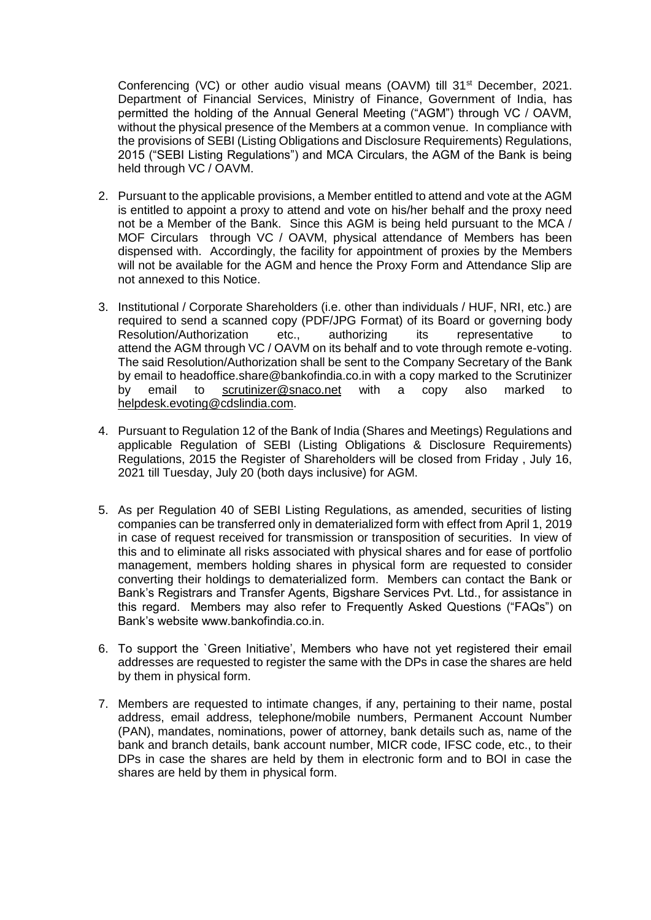Conferencing (VC) or other audio visual means (OAVM) till 31st December, 2021. Department of Financial Services, Ministry of Finance, Government of India, has permitted the holding of the Annual General Meeting ("AGM") through VC / OAVM, without the physical presence of the Members at a common venue. In compliance with the provisions of SEBI (Listing Obligations and Disclosure Requirements) Regulations, 2015 ("SEBI Listing Regulations") and MCA Circulars, the AGM of the Bank is being held through VC / OAVM.

2. Pursuant to the applicable provisions, a Member entitled to attend and vote at the AGM is entitled to appoint a proxy to attend and vote on his/her behalf and the proxy need not be a Member of the Bank. Since this AGM is being held pursuant to the MCA / MOF Circulars through VC / OAVM, physical attendance of Members has been dispensed with. Accordingly, the facility for appointment of proxies by the Members will not be available for the AGM and hence the Proxy Form and Attendance Slip are not annexed to this Notice.

3. Institutional / Corporate Shareholders (i.e. other than individuals / HUF, NRI, etc.) are required to send a scanned copy (PDF/JPG Format) of its Board or governing body Resolution/Authorization etc., authorizing its representative to attend the AGM through VC / OAVM on its behalf and to vote through remote e-voting. The said Resolution/Authorization shall be sent to the Company Secretary of the Bank by email to headoffice.share@bankofindia.co.in with a copy marked to the Scrutinizer by email to scrutinizer@snaco.net with a copy also marked to helpdesk.evoting@cdslindia.com.

4. Pursuant to Regulation 12 of the Bank of India (Shares and Meetings) Regulations and applicable Regulation of SEBI (Listing Obligations & Disclosure Requirements) Regulations, 2015 the Register of Shareholders will be closed from Friday , July 16, 2021 till Tuesday, July 20 (both days inclusive) for AGM.

5. As per Regulation 40 of SEBI Listing Regulations, as amended, securities of listing companies can be transferred only in dematerialized form with effect from April 1, 2019 in case of request received for transmission or transposition of securities. In view of this and to eliminate all risks associated with physical shares and for ease of portfolio management, members holding shares in physical form are requested to consider converting their holdings to dematerialized form. Members can contact the Bank or Bank's Registrars and Transfer Agents, Bigshare Services Pvt. Ltd., for assistance in this regard. Members may also refer to Frequently Asked Questions ("FAQs") on Bank's website www.bankofindia.co.in.

6. To support the `Green Initiative', Members who have not yet registered their email addresses are requested to register the same with the DPs in case the shares are held by them in physical form.

7. Members are requested to intimate changes, if any, pertaining to their name, postal address, email address, telephone/mobile numbers, Permanent Account Number (PAN), mandates, nominations, power of attorney, bank details such as, name of the bank and branch details, bank account number, MICR code, IFSC code, etc., to their DPs in case the shares are held by them in electronic form and to BOI in case the shares are held by them in physical form.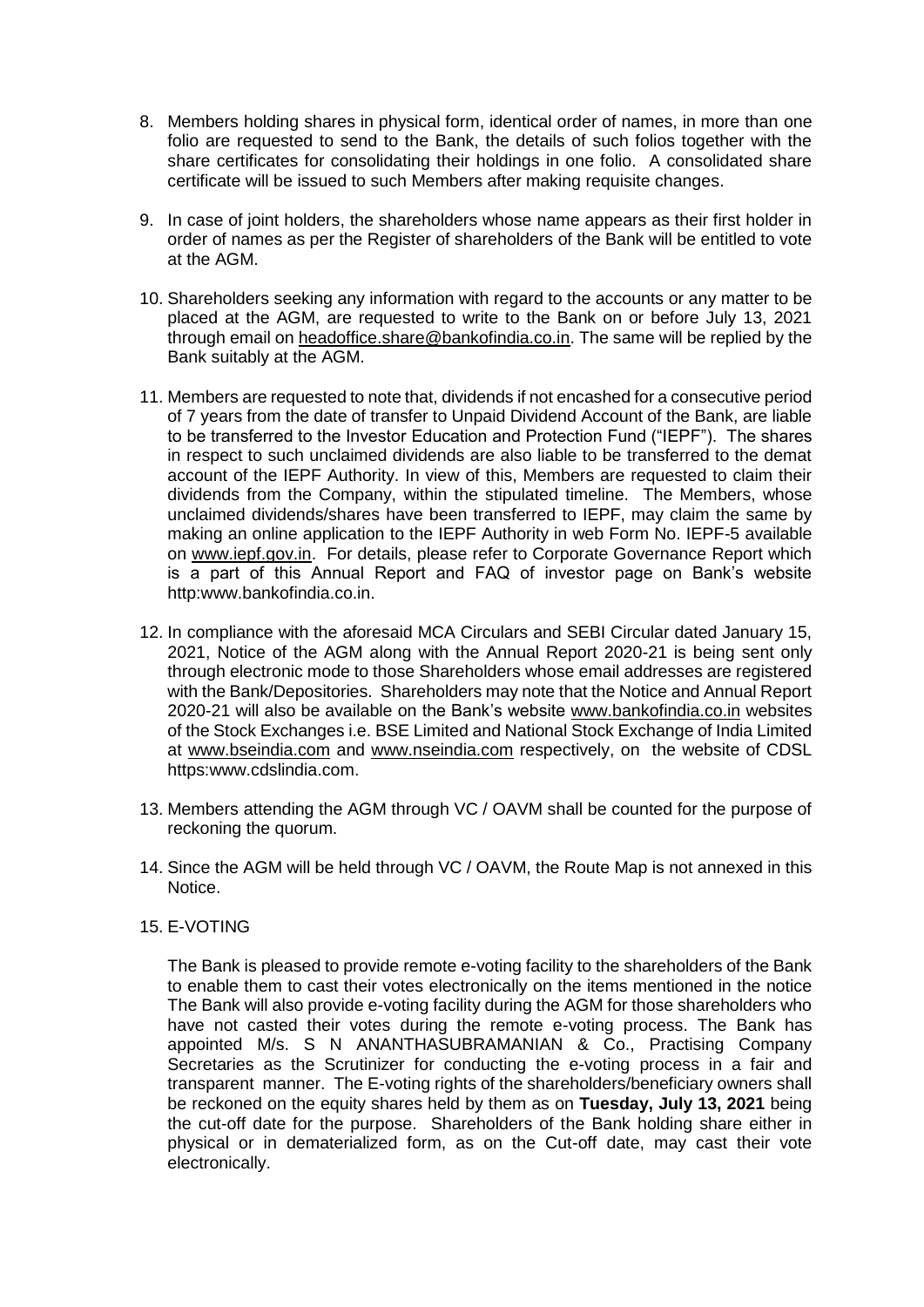8. Members holding shares in physical form, identical order of names, in more than one folio are requested to send to the Bank, the details of such folios together with the share certificates for consolidating their holdings in one folio. A consolidated share certificate will be issued to such Members after making requisite changes.

9. In case of joint holders, the shareholders whose name appears as their first holder in order of names as per the Register of shareholders of the Bank will be entitled to vote at the AGM.

10. Shareholders seeking any information with regard to the accounts or any matter to be placed at the AGM, are requested to write to the Bank on or before July 13, 2021 through email on headoffice.share@bankofindia.co.in. The same will be replied by the Bank suitably at the AGM.

11. Members are requested to note that, dividends if not encashed for a consecutive period of 7 years from the date of transfer to Unpaid Dividend Account of the Bank, are liable to be transferred to the Investor Education and Protection Fund ("IEPF"). The shares in respect to such unclaimed dividends are also liable to be transferred to the demat account of the IEPF Authority. In view of this, Members are requested to claim their dividends from the Company, within the stipulated timeline. The Members, whose unclaimed dividends/shares have been transferred to IEPF, may claim the same by making an online application to the IEPF Authority in web Form No. IEPF-5 available on www.iepf.gov.in. For details, please refer to Corporate Governance Report which is a part of this Annual Report and FAQ of investor page on Bank's website http:www.bankofindia.co.in.

12. In compliance with the aforesaid MCA Circulars and SEBI Circular dated January 15, 2021, Notice of the AGM along with the Annual Report 2020-21 is being sent only through electronic mode to those Shareholders whose email addresses are registered with the Bank/Depositories. Shareholders may note that the Notice and Annual Report 2020-21 will also be available on the Bank's website www.bankofindia.co.in websites of the Stock Exchanges i.e. BSE Limited and National Stock Exchange of India Limited at www.bseindia.com and www.nseindia.com respectively, on the website of CDSL https:www.cdslindia.com.

13. Members attending the AGM through VC / OAVM shall be counted for the purpose of reckoning the quorum.

14. Since the AGM will be held through VC / OAVM, the Route Map is not annexed in this Notice.

15. E-VOTING

    The Bank is pleased to provide remote e-voting facility to the shareholders of the Bank to enable them to cast their votes electronically on the items mentioned in the notice The Bank will also provide e-voting facility during the AGM for those shareholders who have not casted their votes during the remote e-voting process. The Bank has appointed M/s. S N ANANTHASUBRAMANIAN & Co., Practising Company Secretaries as the Scrutinizer for conducting the e-voting process in a fair and transparent manner. The E-voting rights of the shareholders/beneficiary owners shall be reckoned on the equity shares held by them as on **Tuesday, July 13, 2021** being the cut-off date for the purpose. Shareholders of the Bank holding share either in physical or in dematerialized form, as on the Cut-off date, may cast their vote electronically.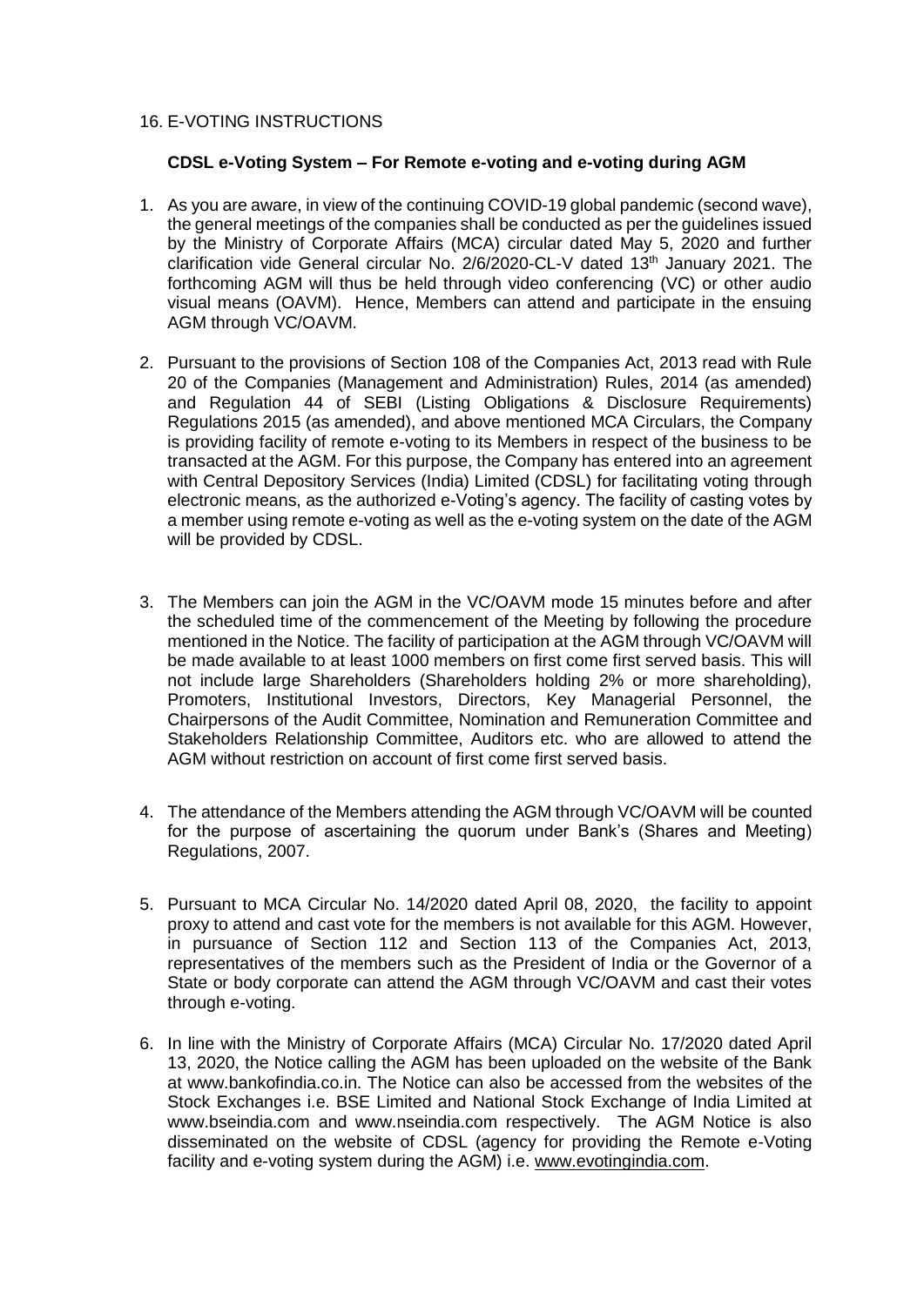16. E-VOTING INSTRUCTIONS

**CDSL e-Voting System – For Remote e-voting and e-voting during AGM**

1. As you are aware, in view of the continuing COVID-19 global pandemic (second wave), the general meetings of the companies shall be conducted as per the guidelines issued by the Ministry of Corporate Affairs (MCA) circular dated May 5, 2020 and further clarification vide General circular No. 2/6/2020-CL-V dated 13th January 2021. The forthcoming AGM will thus be held through video conferencing (VC) or other audio visual means (OAVM). Hence, Members can attend and participate in the ensuing AGM through VC/OAVM.

2. Pursuant to the provisions of Section 108 of the Companies Act, 2013 read with Rule 20 of the Companies (Management and Administration) Rules, 2014 (as amended) and Regulation 44 of SEBI (Listing Obligations & Disclosure Requirements) Regulations 2015 (as amended), and above mentioned MCA Circulars, the Company is providing facility of remote e-voting to its Members in respect of the business to be transacted at the AGM. For this purpose, the Company has entered into an agreement with Central Depository Services (India) Limited (CDSL) for facilitating voting through electronic means, as the authorized e-Voting's agency. The facility of casting votes by a member using remote e-voting as well as the e-voting system on the date of the AGM will be provided by CDSL.

3. The Members can join the AGM in the VC/OAVM mode 15 minutes before and after the scheduled time of the commencement of the Meeting by following the procedure mentioned in the Notice. The facility of participation at the AGM through VC/OAVM will be made available to at least 1000 members on first come first served basis. This will not include large Shareholders (Shareholders holding 2% or more shareholding), Promoters, Institutional Investors, Directors, Key Managerial Personnel, the Chairpersons of the Audit Committee, Nomination and Remuneration Committee and Stakeholders Relationship Committee, Auditors etc. who are allowed to attend the AGM without restriction on account of first come first served basis.

4. The attendance of the Members attending the AGM through VC/OAVM will be counted for the purpose of ascertaining the quorum under Bank's (Shares and Meeting) Regulations, 2007.

5. Pursuant to MCA Circular No. 14/2020 dated April 08, 2020, the facility to appoint proxy to attend and cast vote for the members is not available for this AGM. However, in pursuance of Section 112 and Section 113 of the Companies Act, 2013, representatives of the members such as the President of India or the Governor of a State or body corporate can attend the AGM through VC/OAVM and cast their votes through e-voting.

6. In line with the Ministry of Corporate Affairs (MCA) Circular No. 17/2020 dated April 13, 2020, the Notice calling the AGM has been uploaded on the website of the Bank at www.bankofindia.co.in. The Notice can also be accessed from the websites of the Stock Exchanges i.e. BSE Limited and National Stock Exchange of India Limited at www.bseindia.com and www.nseindia.com respectively. The AGM Notice is also disseminated on the website of CDSL (agency for providing the Remote e-Voting facility and e-voting system during the AGM) i.e. www.evotingindia.com.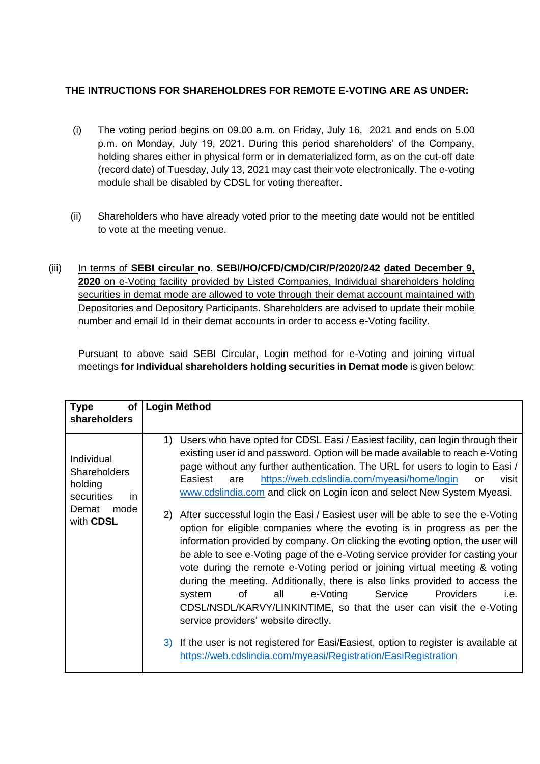**THE INTRUCTIONS FOR SHAREHOLDRES FOR REMOTE E-VOTING ARE AS UNDER:**

(i) The voting period begins on 09.00 a.m. on Friday, July 16, 2021 and ends on 5.00 p.m. on Monday, July 19, 2021. During this period shareholders' of the Company, holding shares either in physical form or in dematerialized form, as on the cut-off date (record date) of Tuesday, July 13, 2021 may cast their vote electronically. The e-voting module shall be disabled by CDSL for voting thereafter.

(ii) Shareholders who have already voted prior to the meeting date would not be entitled to vote at the meeting venue.

(iii) In terms of **SEBI circular no. SEBI/HO/CFD/CMD/CIR/P/2020/242 dated December 9, 2020** on e-Voting facility provided by Listed Companies, Individual shareholders holding securities in demat mode are allowed to vote through their demat account maintained with Depositories and Depository Participants. Shareholders are advised to update their mobile number and email Id in their demat accounts in order to access e-Voting facility.

Pursuant to above said SEBI Circular**,** Login method for e-Voting and joining virtual meetings **for Individual shareholders holding securities in Demat mode** is given below:

| **Type of shareholders** | **Login Method** |
|---|---|
| Individual Shareholders holding securities in Demat mode with **CDSL** | 1) Users who have opted for CDSL Easi / Easiest facility, can login through their existing user id and password. Option will be made available to reach e-Voting page without any further authentication. The URL for users to login to Easi / Easiest are https://web.cdslindia.com/myeasi/home/login or visit www.cdslindia.com and click on Login icon and select New System Myeasi.<br><br>2) After successful login the Easi / Easiest user will be able to see the e-Voting option for eligible companies where the evoting is in progress as per the information provided by company. On clicking the evoting option, the user will be able to see e-Voting page of the e-Voting service provider for casting your vote during the remote e-Voting period or joining virtual meeting & voting during the meeting. Additionally, there is also links provided to access the system of all e-Voting Service Providers i.e. CDSL/NSDL/KARVY/LINKINTIME, so that the user can visit the e-Voting service providers' website directly.<br><br>3) If the user is not registered for Easi/Easiest, option to register is available at https://web.cdslindia.com/myeasi/Registration/EasiRegistration |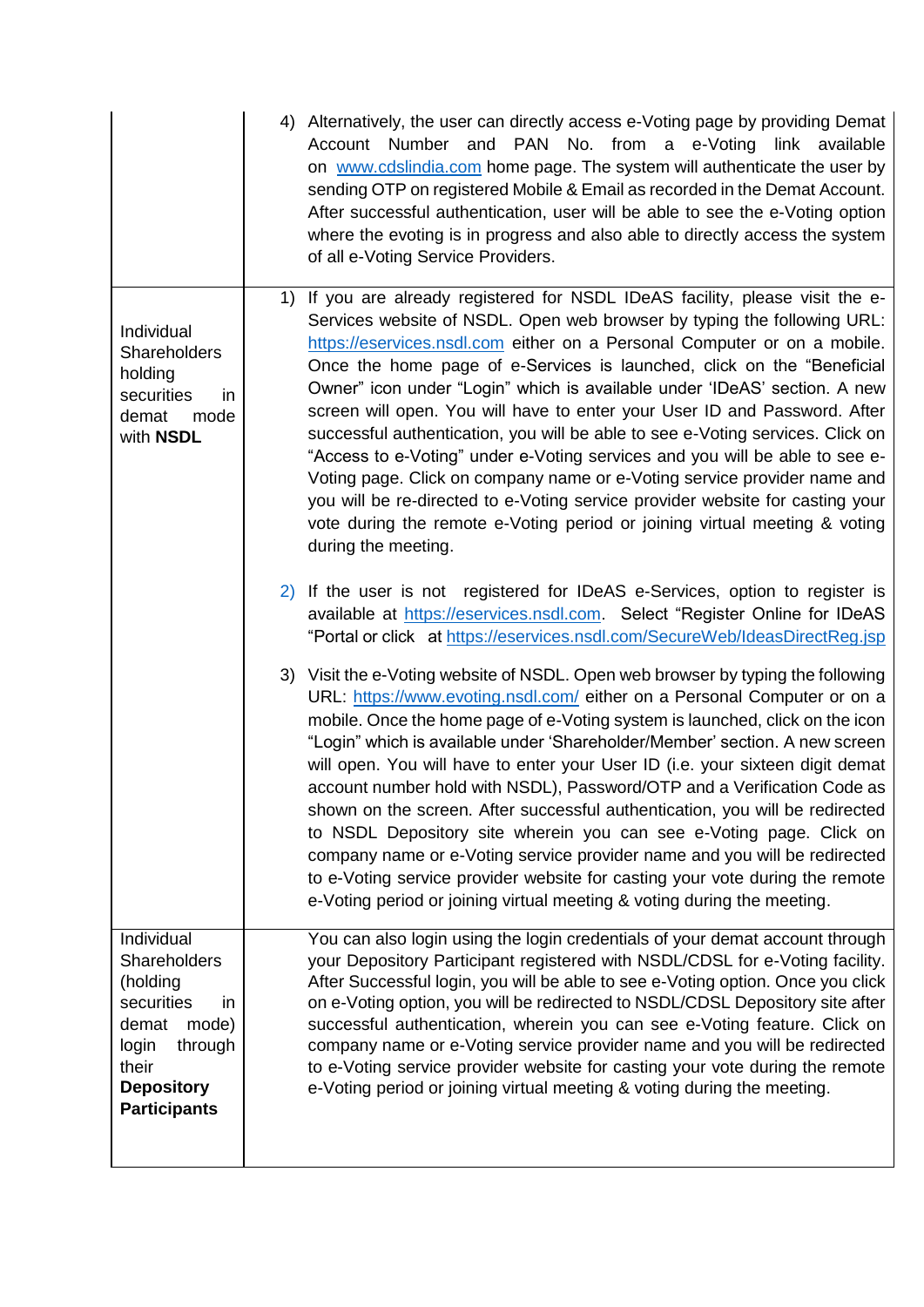| | |
|---|---|
| | 4) Alternatively, the user can directly access e-Voting page by providing Demat Account Number and PAN No. from a e-Voting link available on www.cdslindia.com home page. The system will authenticate the user by sending OTP on registered Mobile & Email as recorded in the Demat Account. After successful authentication, user will be able to see the e-Voting option where the evoting is in progress and also able to directly access the system of all e-Voting Service Providers. |
| Individual Shareholders holding securities in demat mode with **NSDL** | 1) If you are already registered for NSDL IDeAS facility, please visit the e-Services website of NSDL. Open web browser by typing the following URL: https://eservices.nsdl.com either on a Personal Computer or on a mobile. Once the home page of e-Services is launched, click on the "Beneficial Owner" icon under "Login" which is available under 'IDeAS' section. A new screen will open. You will have to enter your User ID and Password. After successful authentication, you will be able to see e-Voting services. Click on "Access to e-Voting" under e-Voting services and you will be able to see e-Voting page. Click on company name or e-Voting service provider name and you will be re-directed to e-Voting service provider website for casting your vote during the remote e-Voting period or joining virtual meeting & voting during the meeting.<br><br>2) If the user is not registered for IDeAS e-Services, option to register is available at https://eservices.nsdl.com. Select "Register Online for IDeAS "Portal or click at https://eservices.nsdl.com/SecureWeb/IdeasDirectReg.jsp<br><br>3) Visit the e-Voting website of NSDL. Open web browser by typing the following URL: https://www.evoting.nsdl.com/ either on a Personal Computer or on a mobile. Once the home page of e-Voting system is launched, click on the icon "Login" which is available under 'Shareholder/Member' section. A new screen will open. You will have to enter your User ID (i.e. your sixteen digit demat account number hold with NSDL), Password/OTP and a Verification Code as shown on the screen. After successful authentication, you will be redirected to NSDL Depository site wherein you can see e-Voting page. Click on company name or e-Voting service provider name and you will be redirected to e-Voting service provider website for casting your vote during the remote e-Voting period or joining virtual meeting & voting during the meeting. |
| Individual Shareholders (holding securities in demat mode) login through their **Depository Participants** | You can also login using the login credentials of your demat account through your Depository Participant registered with NSDL/CDSL for e-Voting facility. After Successful login, you will be able to see e-Voting option. Once you click on e-Voting option, you will be redirected to NSDL/CDSL Depository site after successful authentication, wherein you can see e-Voting feature. Click on company name or e-Voting service provider name and you will be redirected to e-Voting service provider website for casting your vote during the remote e-Voting period or joining virtual meeting & voting during the meeting. |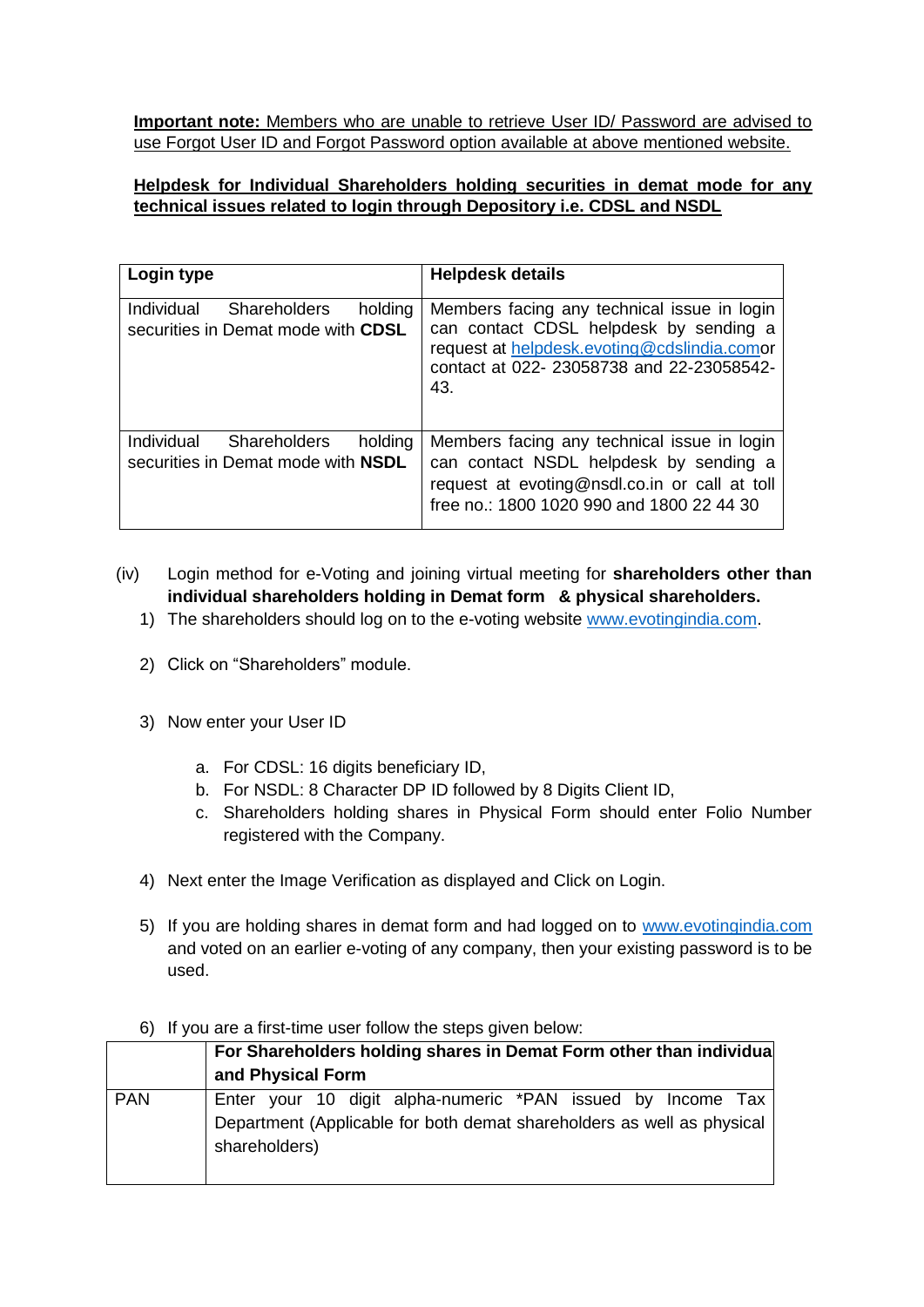**Important note:** Members who are unable to retrieve User ID/ Password are advised to use Forgot User ID and Forgot Password option available at above mentioned website.

**Helpdesk for Individual Shareholders holding securities in demat mode for any technical issues related to login through Depository i.e. CDSL and NSDL**

| **Login type** | **Helpdesk details** |
|---|---|
| Individual Shareholders holding securities in Demat mode with **CDSL** | Members facing any technical issue in login can contact CDSL helpdesk by sending a request at helpdesk.evoting@cdslindia.comor contact at 022- 23058738 and 22-23058542-43. |
| Individual Shareholders holding securities in Demat mode with **NSDL** | Members facing any technical issue in login can contact NSDL helpdesk by sending a request at evoting@nsdl.co.in or call at toll free no.: 1800 1020 990 and 1800 22 44 30 |

(iv) Login method for e-Voting and joining virtual meeting for **shareholders other than individual shareholders holding in Demat form & physical shareholders.**

1) The shareholders should log on to the e-voting website www.evotingindia.com.

2) Click on "Shareholders" module.

3) Now enter your User ID

   a. For CDSL: 16 digits beneficiary ID,
   b. For NSDL: 8 Character DP ID followed by 8 Digits Client ID,
   c. Shareholders holding shares in Physical Form should enter Folio Number registered with the Company.

4) Next enter the Image Verification as displayed and Click on Login.

5) If you are holding shares in demat form and had logged on to www.evotingindia.com and voted on an earlier e-voting of any company, then your existing password is to be used.

6) If you are a first-time user follow the steps given below:

| | **For Shareholders holding shares in Demat Form other than individual and Physical Form** |
|---|---|
| PAN | Enter your 10 digit alpha-numeric *PAN issued by Income Tax Department (Applicable for both demat shareholders as well as physical shareholders) |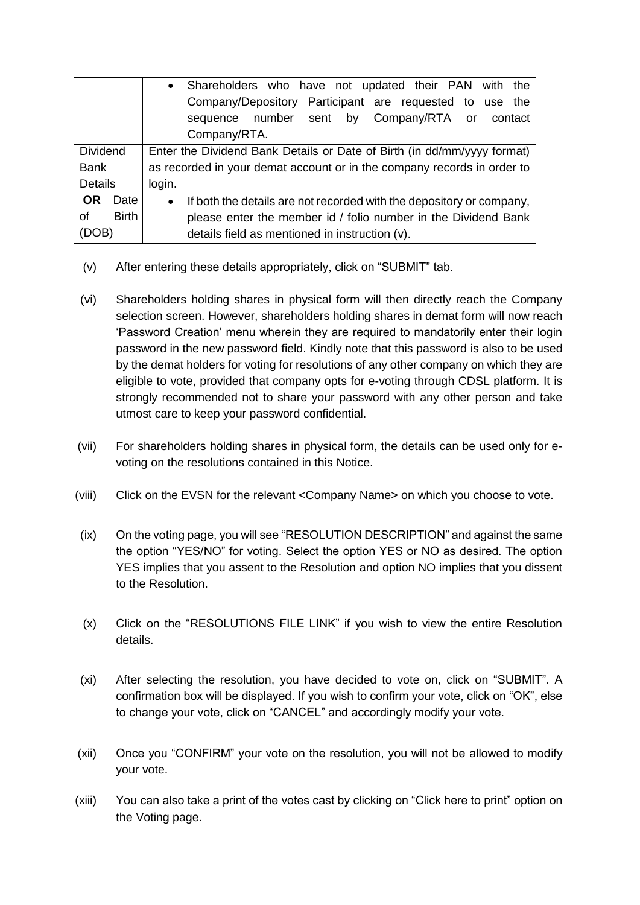| | |
|---|---|
| | • Shareholders who have not updated their PAN with the Company/Depository Participant are requested to use the sequence number sent by Company/RTA or contact Company/RTA. |
| Dividend Bank Details **OR** Date of Birth (DOB) | Enter the Dividend Bank Details or Date of Birth (in dd/mm/yyyy format) as recorded in your demat account or in the company records in order to login.<br>• If both the details are not recorded with the depository or company, please enter the member id / folio number in the Dividend Bank details field as mentioned in instruction (v). |

(v) After entering these details appropriately, click on “SUBMIT” tab.

(vi) Shareholders holding shares in physical form will then directly reach the Company selection screen. However, shareholders holding shares in demat form will now reach ‘Password Creation’ menu wherein they are required to mandatorily enter their login password in the new password field. Kindly note that this password is also to be used by the demat holders for voting for resolutions of any other company on which they are eligible to vote, provided that company opts for e-voting through CDSL platform. It is strongly recommended not to share your password with any other person and take utmost care to keep your password confidential.

(vii) For shareholders holding shares in physical form, the details can be used only for e-voting on the resolutions contained in this Notice.

(viii) Click on the EVSN for the relevant <Company Name> on which you choose to vote.

(ix) On the voting page, you will see “RESOLUTION DESCRIPTION” and against the same the option “YES/NO” for voting. Select the option YES or NO as desired. The option YES implies that you assent to the Resolution and option NO implies that you dissent to the Resolution.

(x) Click on the “RESOLUTIONS FILE LINK” if you wish to view the entire Resolution details.

(xi) After selecting the resolution, you have decided to vote on, click on “SUBMIT”. A confirmation box will be displayed. If you wish to confirm your vote, click on “OK”, else to change your vote, click on “CANCEL” and accordingly modify your vote.

(xii) Once you “CONFIRM” your vote on the resolution, you will not be allowed to modify your vote.

(xiii) You can also take a print of the votes cast by clicking on “Click here to print” option on the Voting page.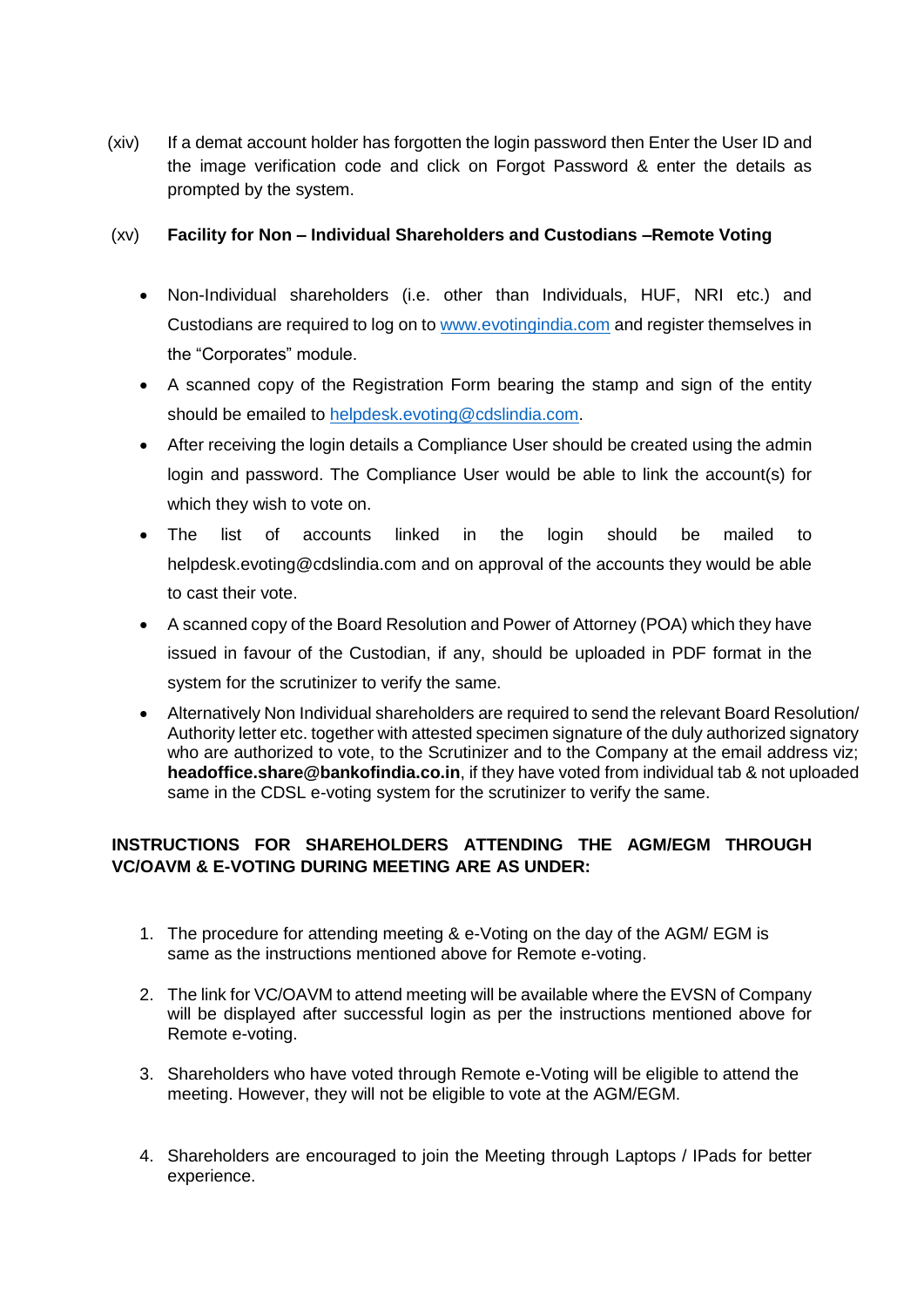(xiv) If a demat account holder has forgotten the login password then Enter the User ID and the image verification code and click on Forgot Password & enter the details as prompted by the system.

(xv) **Facility for Non – Individual Shareholders and Custodians –Remote Voting**

- Non-Individual shareholders (i.e. other than Individuals, HUF, NRI etc.) and Custodians are required to log on to www.evotingindia.com and register themselves in the "Corporates" module.
- A scanned copy of the Registration Form bearing the stamp and sign of the entity should be emailed to helpdesk.evoting@cdslindia.com.
- After receiving the login details a Compliance User should be created using the admin login and password. The Compliance User would be able to link the account(s) for which they wish to vote on.
- The list of accounts linked in the login should be mailed to helpdesk.evoting@cdslindia.com and on approval of the accounts they would be able to cast their vote.
- A scanned copy of the Board Resolution and Power of Attorney (POA) which they have issued in favour of the Custodian, if any, should be uploaded in PDF format in the system for the scrutinizer to verify the same.
- Alternatively Non Individual shareholders are required to send the relevant Board Resolution/ Authority letter etc. together with attested specimen signature of the duly authorized signatory who are authorized to vote, to the Scrutinizer and to the Company at the email address viz; **headoffice.share@bankofindia.co.in**, if they have voted from individual tab & not uploaded same in the CDSL e-voting system for the scrutinizer to verify the same.

**INSTRUCTIONS FOR SHAREHOLDERS ATTENDING THE AGM/EGM THROUGH VC/OAVM & E-VOTING DURING MEETING ARE AS UNDER:**

1. The procedure for attending meeting & e-Voting on the day of the AGM/ EGM is same as the instructions mentioned above for Remote e-voting.
2. The link for VC/OAVM to attend meeting will be available where the EVSN of Company will be displayed after successful login as per the instructions mentioned above for Remote e-voting.
3. Shareholders who have voted through Remote e-Voting will be eligible to attend the meeting. However, they will not be eligible to vote at the AGM/EGM.
4. Shareholders are encouraged to join the Meeting through Laptops / IPads for better experience.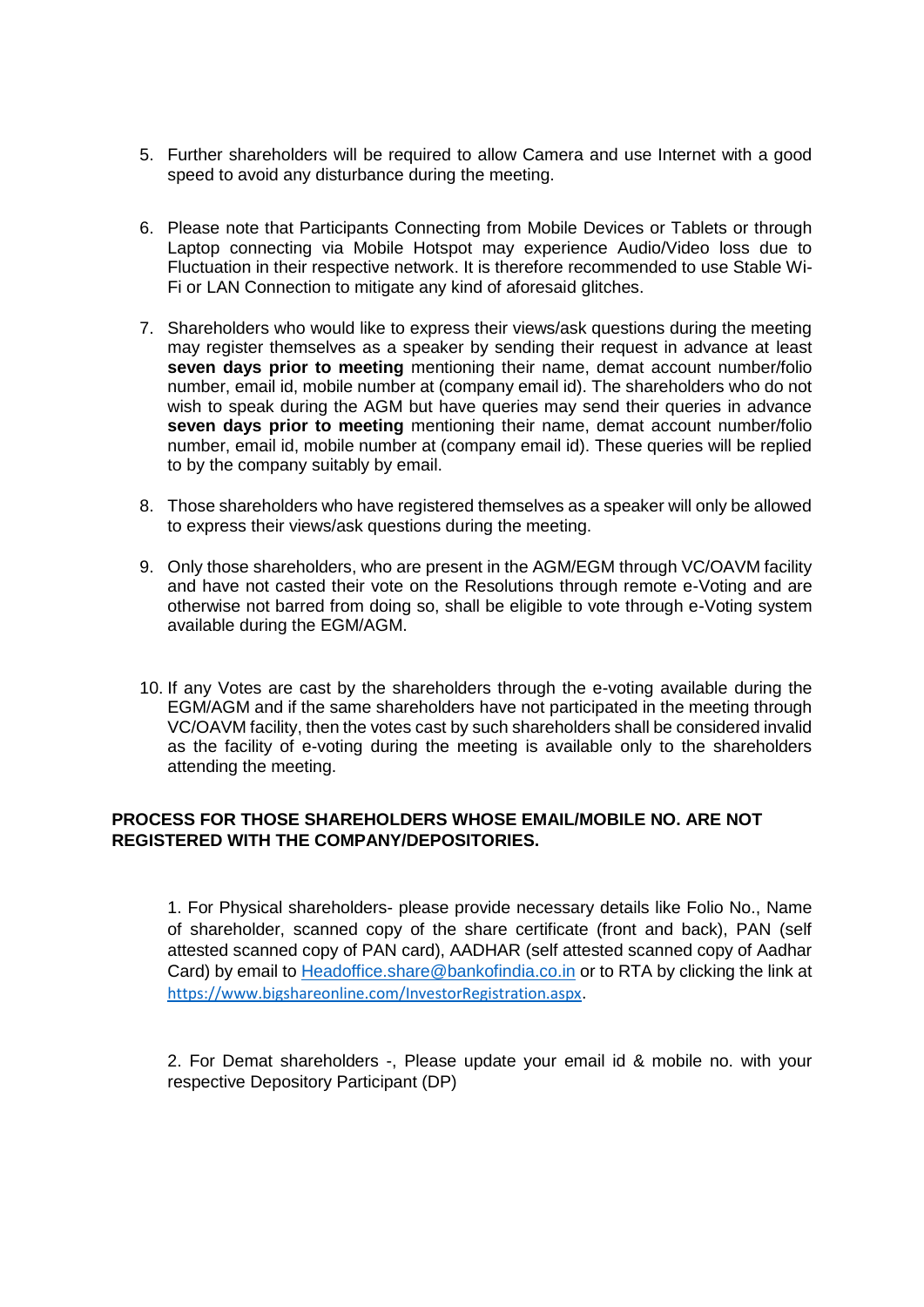5. Further shareholders will be required to allow Camera and use Internet with a good speed to avoid any disturbance during the meeting.

6. Please note that Participants Connecting from Mobile Devices or Tablets or through Laptop connecting via Mobile Hotspot may experience Audio/Video loss due to Fluctuation in their respective network. It is therefore recommended to use Stable Wi-Fi or LAN Connection to mitigate any kind of aforesaid glitches.

7. Shareholders who would like to express their views/ask questions during the meeting may register themselves as a speaker by sending their request in advance at least **seven days prior to meeting** mentioning their name, demat account number/folio number, email id, mobile number at (company email id). The shareholders who do not wish to speak during the AGM but have queries may send their queries in advance **seven days prior to meeting** mentioning their name, demat account number/folio number, email id, mobile number at (company email id). These queries will be replied to by the company suitably by email.

8. Those shareholders who have registered themselves as a speaker will only be allowed to express their views/ask questions during the meeting.

9. Only those shareholders, who are present in the AGM/EGM through VC/OAVM facility and have not casted their vote on the Resolutions through remote e-Voting and are otherwise not barred from doing so, shall be eligible to vote through e-Voting system available during the EGM/AGM.

10. If any Votes are cast by the shareholders through the e-voting available during the EGM/AGM and if the same shareholders have not participated in the meeting through VC/OAVM facility, then the votes cast by such shareholders shall be considered invalid as the facility of e-voting during the meeting is available only to the shareholders attending the meeting.

**PROCESS FOR THOSE SHAREHOLDERS WHOSE EMAIL/MOBILE NO. ARE NOT REGISTERED WITH THE COMPANY/DEPOSITORIES.**

1. For Physical shareholders- please provide necessary details like Folio No., Name of shareholder, scanned copy of the share certificate (front and back), PAN (self attested scanned copy of PAN card), AADHAR (self attested scanned copy of Aadhar Card) by email to Headoffice.share@bankofindia.co.in or to RTA by clicking the link at https://www.bigshareonline.com/InvestorRegistration.aspx.

2. For Demat shareholders -, Please update your email id & mobile no. with your respective Depository Participant (DP)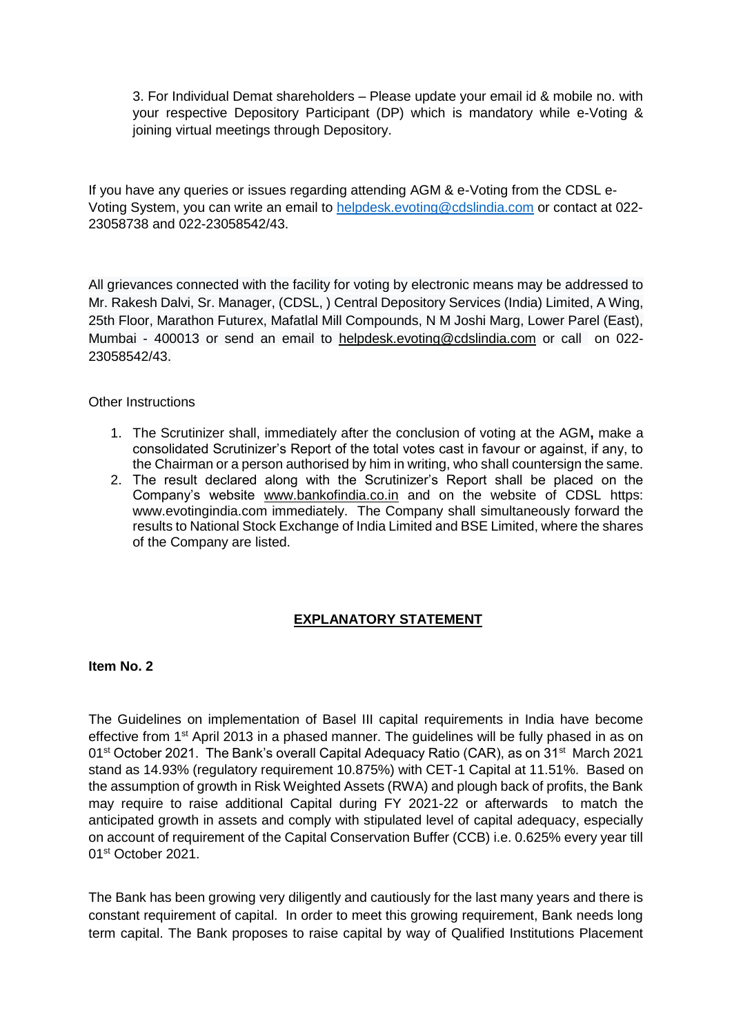3. For Individual Demat shareholders – Please update your email id & mobile no. with your respective Depository Participant (DP) which is mandatory while e-Voting & joining virtual meetings through Depository.

If you have any queries or issues regarding attending AGM & e-Voting from the CDSL e-Voting System, you can write an email to helpdesk.evoting@cdslindia.com or contact at 022-23058738 and 022-23058542/43.

All grievances connected with the facility for voting by electronic means may be addressed to Mr. Rakesh Dalvi, Sr. Manager, (CDSL, ) Central Depository Services (India) Limited, A Wing, 25th Floor, Marathon Futurex, Mafatlal Mill Compounds, N M Joshi Marg, Lower Parel (East), Mumbai - 400013 or send an email to helpdesk.evoting@cdslindia.com or call on 022-23058542/43.

Other Instructions

1. The Scrutinizer shall, immediately after the conclusion of voting at the AGM**,** make a consolidated Scrutinizer's Report of the total votes cast in favour or against, if any, to the Chairman or a person authorised by him in writing, who shall countersign the same.
2. The result declared along with the Scrutinizer's Report shall be placed on the Company's website www.bankofindia.co.in and on the website of CDSL https: www.evotingindia.com immediately. The Company shall simultaneously forward the results to National Stock Exchange of India Limited and BSE Limited, where the shares of the Company are listed.

## EXPLANATORY STATEMENT

**Item No. 2**

The Guidelines on implementation of Basel III capital requirements in India have become effective from 1st April 2013 in a phased manner. The guidelines will be fully phased in as on 01st October 2021. The Bank's overall Capital Adequacy Ratio (CAR), as on 31st March 2021 stand as 14.93% (regulatory requirement 10.875%) with CET-1 Capital at 11.51%. Based on the assumption of growth in Risk Weighted Assets (RWA) and plough back of profits, the Bank may require to raise additional Capital during FY 2021-22 or afterwards to match the anticipated growth in assets and comply with stipulated level of capital adequacy, especially on account of requirement of the Capital Conservation Buffer (CCB) i.e. 0.625% every year till 01st October 2021.

The Bank has been growing very diligently and cautiously for the last many years and there is constant requirement of capital. In order to meet this growing requirement, Bank needs long term capital. The Bank proposes to raise capital by way of Qualified Institutions Placement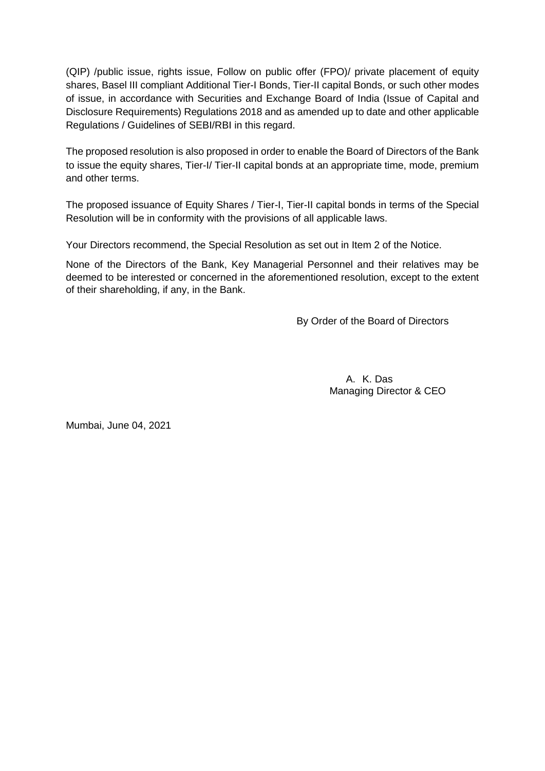(QIP) /public issue, rights issue, Follow on public offer (FPO)/ private placement of equity shares, Basel III compliant Additional Tier-I Bonds, Tier-II capital Bonds, or such other modes of issue, in accordance with Securities and Exchange Board of India (Issue of Capital and Disclosure Requirements) Regulations 2018 and as amended up to date and other applicable Regulations / Guidelines of SEBI/RBI in this regard.

The proposed resolution is also proposed in order to enable the Board of Directors of the Bank to issue the equity shares, Tier-I/ Tier-II capital bonds at an appropriate time, mode, premium and other terms.

The proposed issuance of Equity Shares / Tier-I, Tier-II capital bonds in terms of the Special Resolution will be in conformity with the provisions of all applicable laws.

Your Directors recommend, the Special Resolution as set out in Item 2 of the Notice.

None of the Directors of the Bank, Key Managerial Personnel and their relatives may be deemed to be interested or concerned in the aforementioned resolution, except to the extent of their shareholding, if any, in the Bank.

By Order of the Board of Directors

A. K. Das
Managing Director & CEO

Mumbai, June 04, 2021